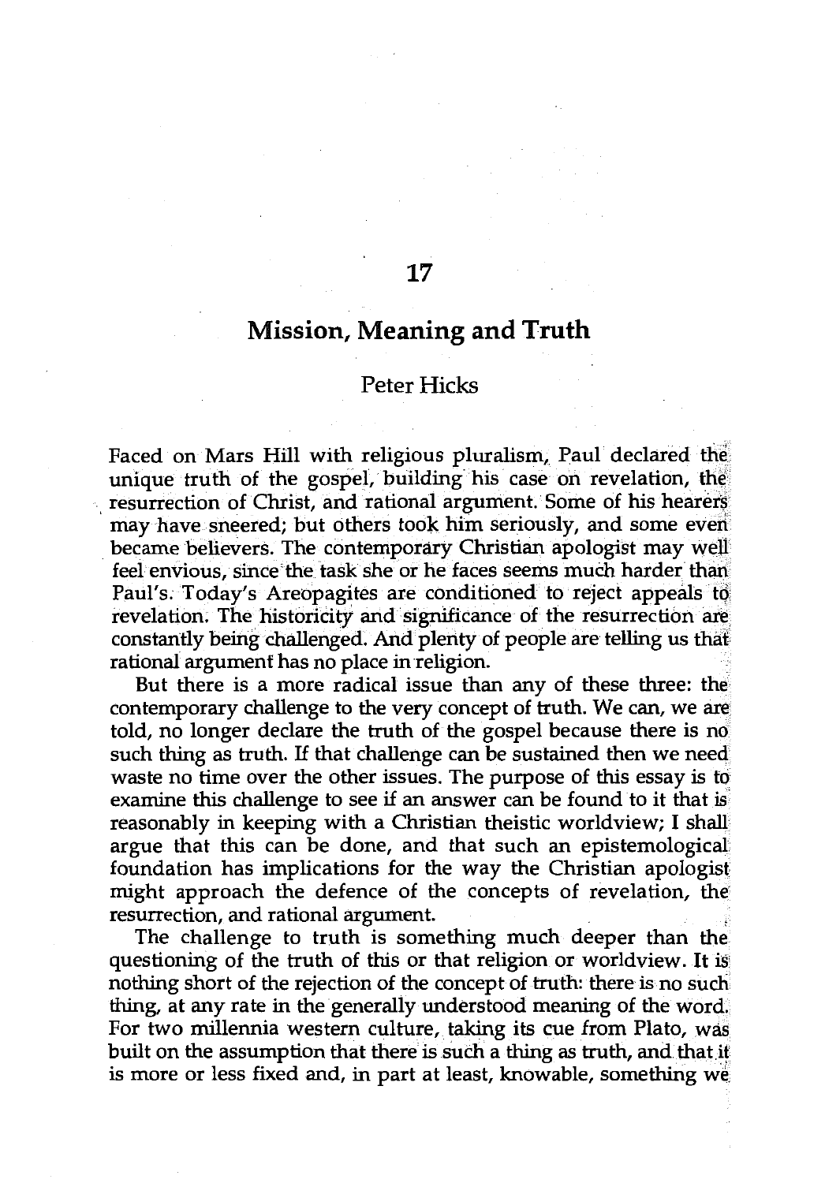# 17

## Mission, Meaning and Truth

### Peter Hicks

Faced on Mars Hill with religious pluralism, Paul declared the unique truth of the gospel, building his case on revelation, the resurrection of Christ, and rational argument. Some of his hearers may have sneered; but others took him seriously, and some even became believers. The contemporary Christian apologist may well feel envious, since the task she or he faces seems much harder than Paul's. Today's Areopagites are conditioned to reject appeals to revelation. The historicity and significance of the resurrection are constantly being challenged. And plenty of people are telling us that rational argument has no place in religion.

But there is a more radical issue than any of these three: the contemporary challenge to the very concept of truth. We can, we are told, no longer declare the truth of the gospel because there is no such thing as truth. If that challenge can be sustained then we need waste no time over the other issues. The purpose of this essay is to examine this challenge to see if an answer can be found to it that is reasonably in keeping with a Christian theistic worldview; I shall argue that this can be done, and that such an epistemological foundation has implications for the way the Christian apologist might approach the defence of the concepts of revelation, the resurrection, and rational argument.

The challenge to truth is something much deeper than the questioning of the truth of this or that religion or worldview. It is nothing short of the rejection of the concept of truth: there is no such thing, at any rate in the generally understood meaning of the word. For two millennia western culture, taking its cue from Plato, was built on the assumption that there is such a thing as truth, and that it is more or less fixed and, in part at least, knowable, something we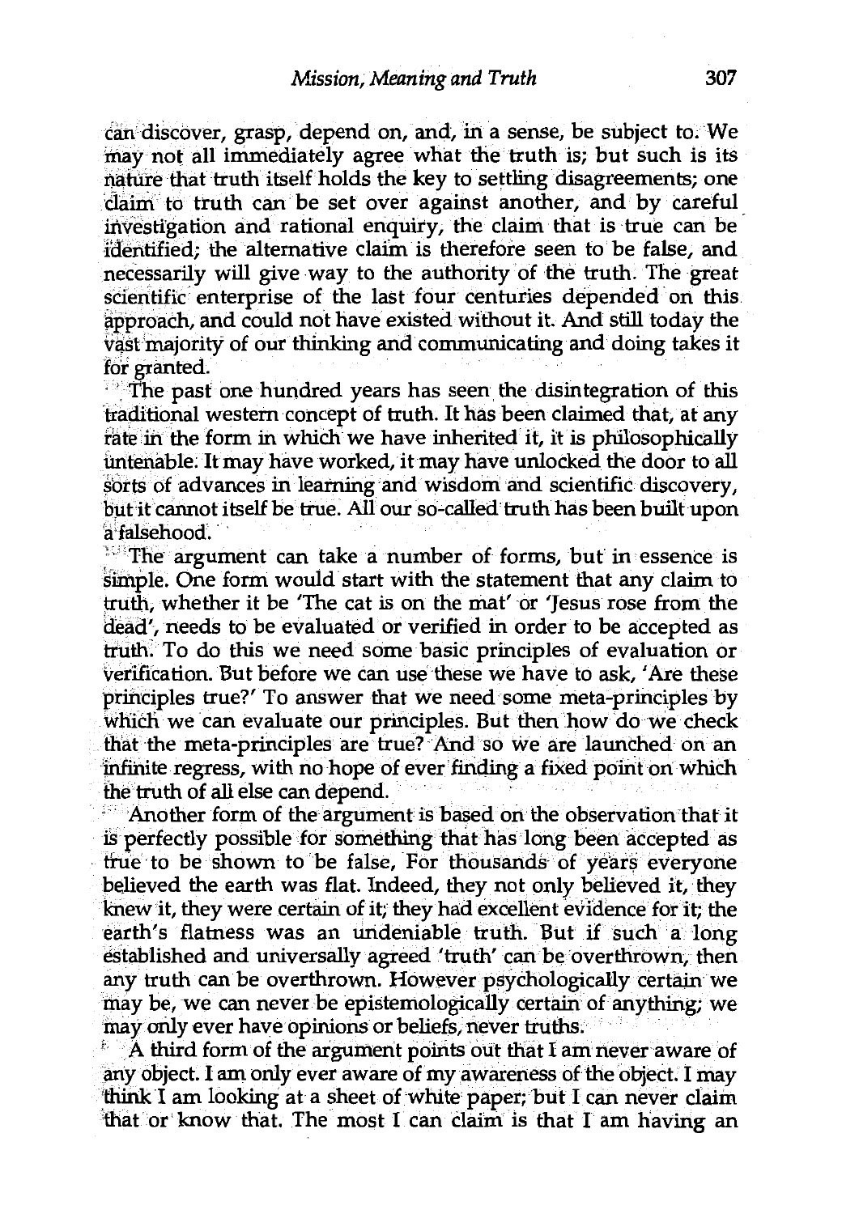can discover, grasp, depend on, and, in a sense, be subject to. We may not all immediately agree what the truth is; but such is its nature that truth itself holds the key to settling disagreements; one claim to truth can be set over against another, and by careful investigation and rational enquiry, the claim that is true can be identified; the alternative claim is therefore seen to be false, and necessarily will give way to the authority of the truth. The great scientific enterprise of the last four centuries depended on this approach, and could not have existed without it. And still today the vast majority of our thinking and communicating and doing takes it for granted.

The past one hundred years has seen the disintegration of this traditional western concept of truth. It has been claimed that, at any rate in the form in which we have inherited it, it is philosophically untenable. It may have worked, it may have unlocked the door to all sorts of advances in learning and wisdom and scientific discovery, but it cannot itself be true. All our so-called truth has been built upon a falsehood.

The argument can take a number of forms, but in essence is simple. One form would start with the statement that any claim to truth, whether it be 'The cat is on the mat' or 'Jesus rose from the dead', needs to be evaluated or verified in order to be accepted as truth. To do this we need some basic principles of evaluation or verification. But before we can use these we have to ask, 'Are these principles true?' To answer that we need some meta-principles by which we can evaluate our principles. But then how do we check that the meta-principles are true? And so we are launched on an infinite regress, with no hope of ever finding a fixed point on which the truth of all else can depend.

Another form of the argument is based on the observation that it is perfectly possible for something that has long been accepted as true to be shown to be false, For thousands of years everyone believed the earth was flat. Indeed, they not only believed it, they knew it, they were certain of it; they had excellent evidence for it; the earth's flatness was an undeniable truth. But if such a long established and universally agreed 'truth' can be overthrown, then any truth can be overthrown. However psychologically certain we may be, we can never be epistemologically certain of anything; we may only ever have opinions or beliefs, never truths.

A third form of the argument points out that I am never aware of any object. I am only ever aware of my awareness of the object. I may think I am looking at a sheet of white paper; but I can never claim that or know that. The most I can claim is that I am having an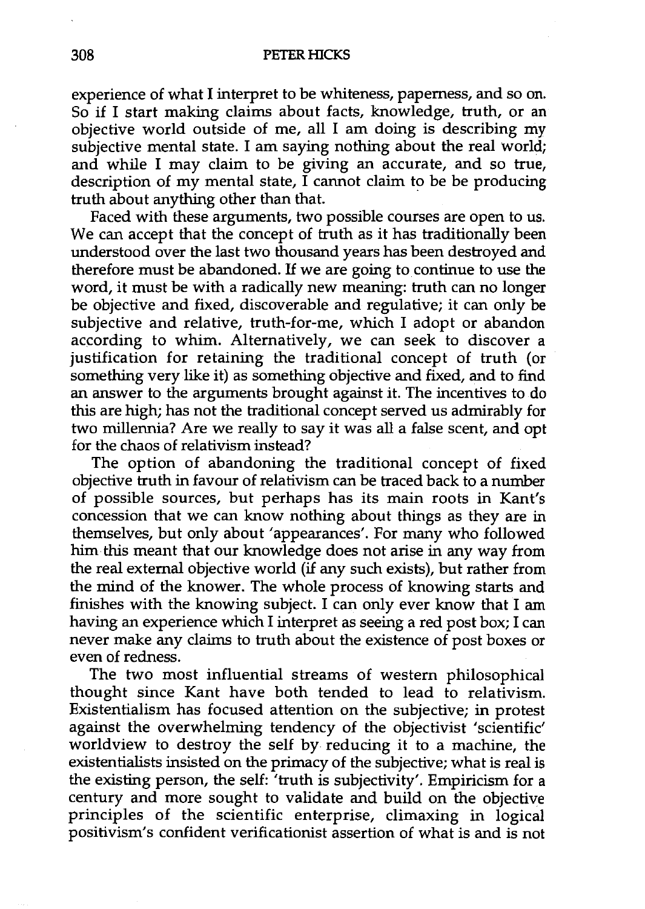experience of what I interpret to be whiteness, paperness, and so on. So if I start making claims about facts, knowledge, truth, or an objective world outside of me, all I am doing is describing my subjective mental state. I am saying nothing about the real world; and while I may claim to be giving an accurate, and so true, description of my mental state, I cannot claim to be be producing truth about anything other than that.

Faced with these arguments, two possible courses are open to us. We can accept that the concept of truth as it has traditionally been understood over the last two thousand years has been destroyed and therefore must be abandoned. If we are going to continue to use the word, it must be with a radically new meaning: truth can no longer be objective and fixed, discoverable and regulative; it can only be subjective and relative, truth-for-me, which I adopt or abandon according to whim. Alternatively, we can seek to discover a justification for retaining the traditional concept of truth (or something very like it) as something objective and fixed, and to find an answer to the arguments brought against it. The incentives to do this are high; has not the traditional concept served us admirably for two millennia? Are we really to say it was all a false scent, and opt for the chaos of relativism instead?

The option of abandoning the traditional concept of fixed objective truth in favour of relativism can be traced back to a number of possible sources, but perhaps has its main roots in Kant's concession that we can know nothing about things as they are in themselves, but only about 'appearances'. For many who followed him this meant that our knowledge does not arise in any way from the real external objective world (if any such exists), but rather from the mind of the knower. The whole process of knowing starts and finishes with the knowing subject. I can only ever know that I am having an experience which I interpret as seeing a red post box; I can never make any claims to truth about the existence of post boxes or even of redness.

The two most influential streams of western philosophical thought since Kant have both tended to lead to relativism. Existentialism has focused attention on the subjective; in protest against the overwhelming tendency of the objectivist 'scientific' worldview to destroy the self by reducing it to a machine, the existentialists insisted on the primacy of the subjective; what is real is the existing person, the self: 'truth is subjectivity'. Empiricism for a century and more sought to validate and build on the objective principles of the scientific enterprise, climaxing in logical positivism's confident verificationist assertion of what is and is not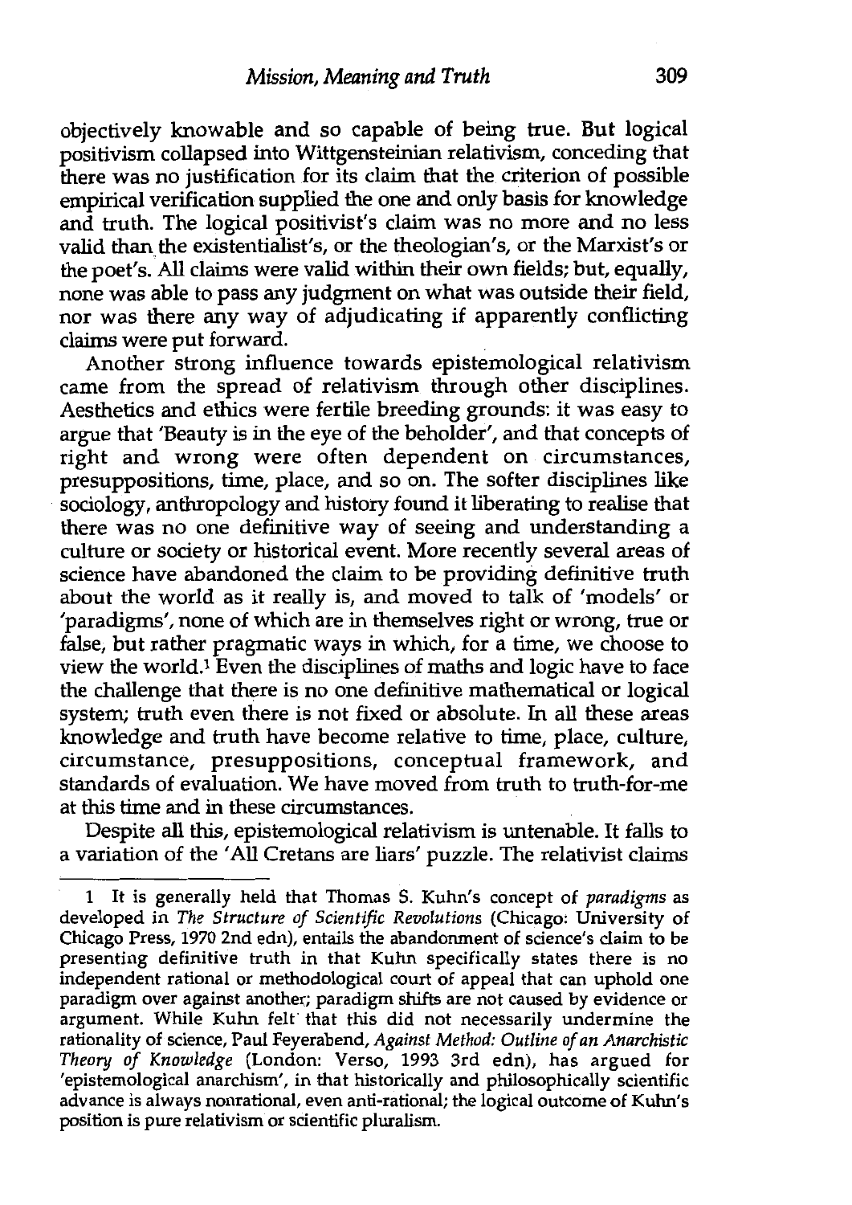objectively knowable and so capable of being true. But logical positivism collapsed into Wittgensteinian relativism, conceding that there was no justification for its claim that the criterion of possible empirical verification supplied the one and only basis for knowledge and truth. The logical positivist's claim was no more and no less valid than the existentialist's, or the theologian's, or the Marxist's or the poet's. All claims were valid within their own fields; but, equally, none was able to pass any judgment on what was outside their field, nor was there any way of adjudicating if apparently conflicting claims were put forward.

Another strong influence towards epistemological relativism came from the spread of relativism through other disciplines. Aesthetics and ethics were fertile breeding grounds: it was easy to argue that 'Beauty is in the eye of the beholder', and that concepts of right and wrong were often dependent on circumstances, presuppositions, time, place, and so on. The softer disciplines like sociology, anthropology and history found it liberating to realise that there was no one definitive way of seeing and understanding a culture or society or historical event. More recently several areas of science have abandoned the claim to be providing definitive truth about the world as it really is, and moved to talk of 'models' or 'paradigms', none of which are in themselves right or wrong, true or false, but rather pragmatic ways in which, for a time, we choose to view the world.[1] Even the disciplines of maths and logic have to face the challenge that there is no one definitive mathematical or logical system; truth even there is not fixed or absolute. In all these areas knowledge and truth have become relative to time, place, culture, circumstance, presuppositions, conceptual framework, and standards of evaluation. We have moved from truth to truth-for-me at this time and in these circumstances.

Despite all this, epistemological relativism is untenable. It falls to a variation of the 'All Cretans are liars' puzzle. The relativist claims

---

1 It is generally held that Thomas S. Kuhn's concept of *paradigms* as developed in *The Structure of Scientific Revolutions* (Chicago: University of Chicago Press, 1970 2nd edn), entails the abandonment of science's claim to be presenting definitive truth in that Kuhn specifically states there is no independent rational or methodological court of appeal that can uphold one paradigm over against another; paradigm shifts are not caused by evidence or argument. While Kuhn felt that this did not necessarily undermine the rationality of science, Paul Feyerabend, *Against Method: Outline of an Anarchistic Theory of Knowledge* (London: Verso, 1993 3rd edn), has argued for 'epistemological anarchism', in that historically and philosophically scientific advance is always nonrational, even anti-rational; the logical outcome of Kuhn's position is pure relativism or scientific pluralism.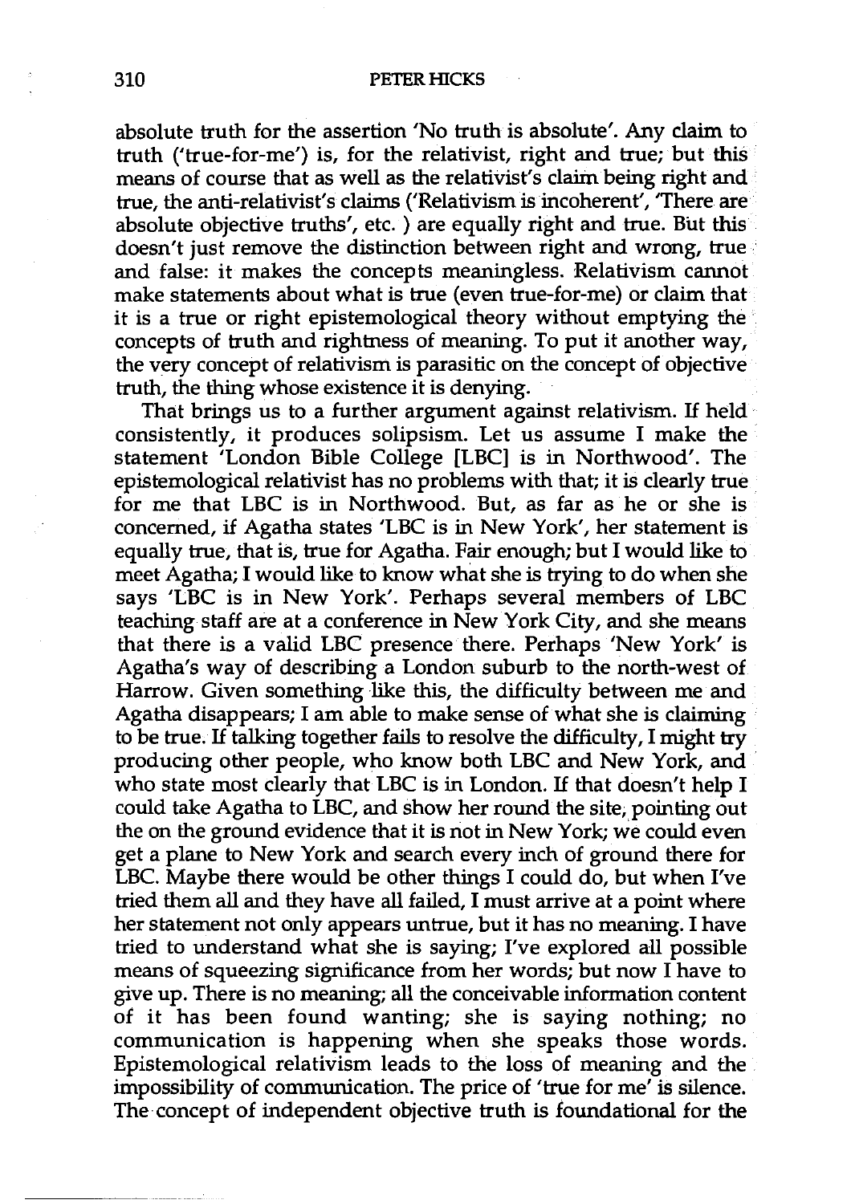absolute truth for the assertion 'No truth is absolute'. Any claim to truth ('true-for-me') is, for the relativist, right and true; but this means of course that as well as the relativist's claim being right and true, the anti-relativist's claims ('Relativism is incoherent', 'There are absolute objective truths', etc. ) are equally right and true. But this doesn't just remove the distinction between right and wrong, true and false: it makes the concepts meaningless. Relativism cannot make statements about what is true (even true-for-me) or claim that it is a true or right epistemological theory without emptying the concepts of truth and rightness of meaning. To put it another way, the very concept of relativism is parasitic on the concept of objective truth, the thing whose existence it is denying.

That brings us to a further argument against relativism. If held consistently, it produces solipsism. Let us assume I make the statement 'London Bible College [LBC] is in Northwood'. The epistemological relativist has no problems with that; it is clearly true for me that LBC is in Northwood. But, as far as he or she is concerned, if Agatha states 'LBC is in New York', her statement is equally true, that is, true for Agatha. Fair enough; but I would like to meet Agatha; I would like to know what she is trying to do when she says 'LBC is in New York'. Perhaps several members of LBC teaching staff are at a conference in New York City, and she means that there is a valid LBC presence there. Perhaps 'New York' is Agatha's way of describing a London suburb to the north-west of Harrow. Given something like this, the difficulty between me and Agatha disappears; I am able to make sense of what she is claiming to be true. If talking together fails to resolve the difficulty, I might try producing other people, who know both LBC and New York, and who state most clearly that LBC is in London. If that doesn't help I could take Agatha to LBC, and show her round the site, pointing out the on the ground evidence that it is not in New York; we could even get a plane to New York and search every inch of ground there for LBC. Maybe there would be other things I could do, but when I've tried them all and they have all failed, I must arrive at a point where her statement not only appears untrue, but it has no meaning. I have tried to understand what she is saying; I've explored all possible means of squeezing significance from her words; but now I have to give up. There is no meaning; all the conceivable information content of it has been found wanting; she is saying nothing; no communication is happening when she speaks those words. Epistemological relativism leads to the loss of meaning and the impossibility of communication. The price of 'true for me' is silence. The concept of independent objective truth is foundational for the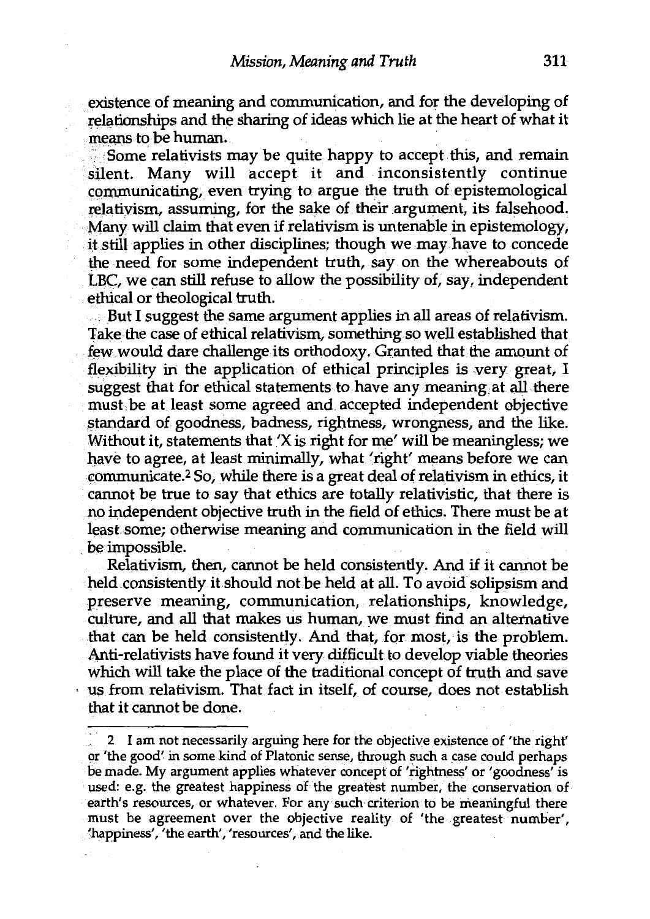existence of meaning and communication, and for the developing of relationships and the sharing of ideas which lie at the heart of what it means to be human.

Some relativists may be quite happy to accept this, and remain silent. Many will accept it and inconsistently continue communicating, even trying to argue the truth of epistemological relativism, assuming, for the sake of their argument, its falsehood. Many will claim that even if relativism is untenable in epistemology, it still applies in other disciplines; though we may have to concede the need for some independent truth, say on the whereabouts of LBC, we can still refuse to allow the possibility of, say, independent ethical or theological truth.

But I suggest the same argument applies in all areas of relativism. Take the case of ethical relativism, something so well established that few would dare challenge its orthodoxy. Granted that the amount of flexibility in the application of ethical principles is very great, I suggest that for ethical statements to have any meaning at all there must be at least some agreed and accepted independent objective standard of goodness, badness, rightness, wrongness, and the like. Without it, statements that 'X is right for me' will be meaningless; we have to agree, at least minimally, what 'right' means before we can communicate.[2] So, while there is a great deal of relativism in ethics, it cannot be true to say that ethics are totally relativistic, that there is no independent objective truth in the field of ethics. There must be at least some; otherwise meaning and communication in the field will be impossible.

Relativism, then, cannot be held consistently. And if it cannot be held consistently it should not be held at all. To avoid solipsism and preserve meaning, communication, relationships, knowledge, culture, and all that makes us human, we must find an alternative that can be held consistently. And that, for most, is the problem. Anti-relativists have found it very difficult to develop viable theories which will take the place of the traditional concept of truth and save us from relativism. That fact in itself, of course, does not establish that it cannot be done.

---

2 I am not necessarily arguing here for the objective existence of 'the right' or 'the good' in some kind of Platonic sense, through such a case could perhaps be made. My argument applies whatever concept of 'rightness' or 'goodness' is used: e.g. the greatest happiness of the greatest number, the conservation of earth's resources, or whatever. For any such criterion to be meaningful there must be agreement over the objective reality of 'the greatest number', 'happiness', 'the earth', 'resources', and the like.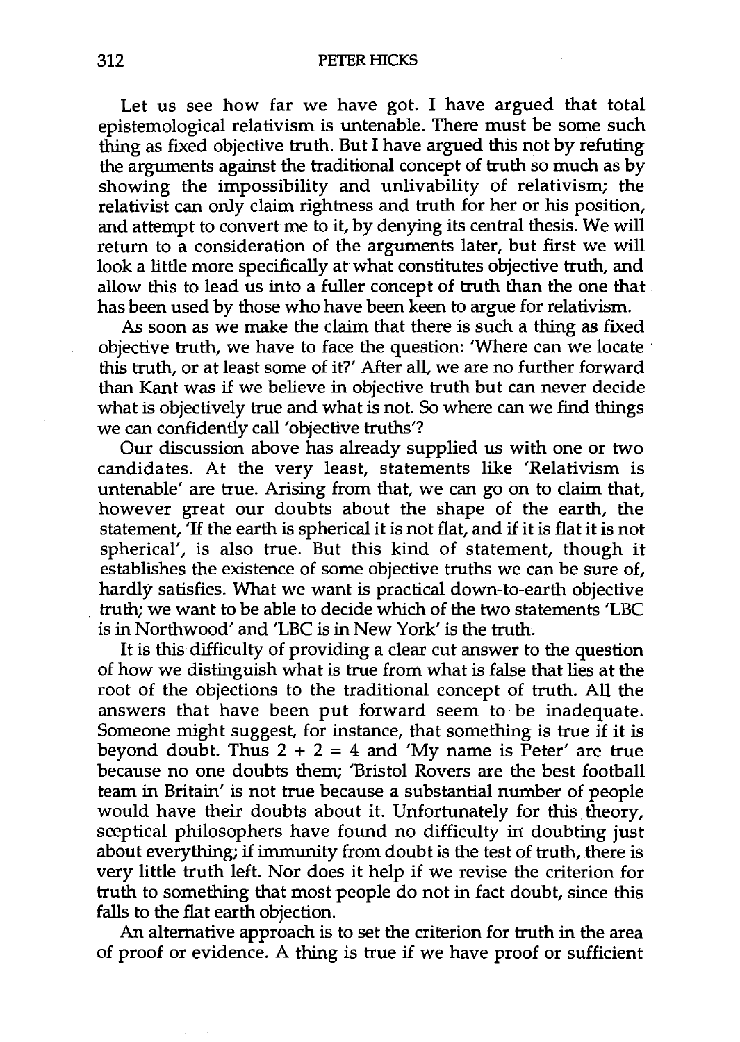Let us see how far we have got. I have argued that total epistemological relativism is untenable. There must be some such thing as fixed objective truth. But I have argued this not by refuting the arguments against the traditional concept of truth so much as by showing the impossibility and unlivability of relativism; the relativist can only claim rightness and truth for her or his position, and attempt to convert me to it, by denying its central thesis. We will return to a consideration of the arguments later, but first we will look a little more specifically at what constitutes objective truth, and allow this to lead us into a fuller concept of truth than the one that has been used by those who have been keen to argue for relativism.

As soon as we make the claim that there is such a thing as fixed objective truth, we have to face the question: 'Where can we locate this truth, or at least some of it?' After all, we are no further forward than Kant was if we believe in objective truth but can never decide what is objectively true and what is not. So where can we find things we can confidently call 'objective truths'?

Our discussion above has already supplied us with one or two candidates. At the very least, statements like 'Relativism is untenable' are true. Arising from that, we can go on to claim that, however great our doubts about the shape of the earth, the statement, 'If the earth is spherical it is not flat, and if it is flat it is not spherical', is also true. But this kind of statement, though it establishes the existence of some objective truths we can be sure of, hardly satisfies. What we want is practical down-to-earth objective truth; we want to be able to decide which of the two statements 'LBC is in Northwood' and 'LBC is in New York' is the truth.

It is this difficulty of providing a clear cut answer to the question of how we distinguish what is true from what is false that lies at the root of the objections to the traditional concept of truth. All the answers that have been put forward seem to be inadequate. Someone might suggest, for instance, that something is true if it is beyond doubt. Thus 2 + 2 = 4 and 'My name is Peter' are true because no one doubts them; 'Bristol Rovers are the best football team in Britain' is not true because a substantial number of people would have their doubts about it. Unfortunately for this theory, sceptical philosophers have found no difficulty in doubting just about everything; if immunity from doubt is the test of truth, there is very little truth left. Nor does it help if we revise the criterion for truth to something that most people do not in fact doubt, since this falls to the flat earth objection.

An alternative approach is to set the criterion for truth in the area of proof or evidence. A thing is true if we have proof or sufficient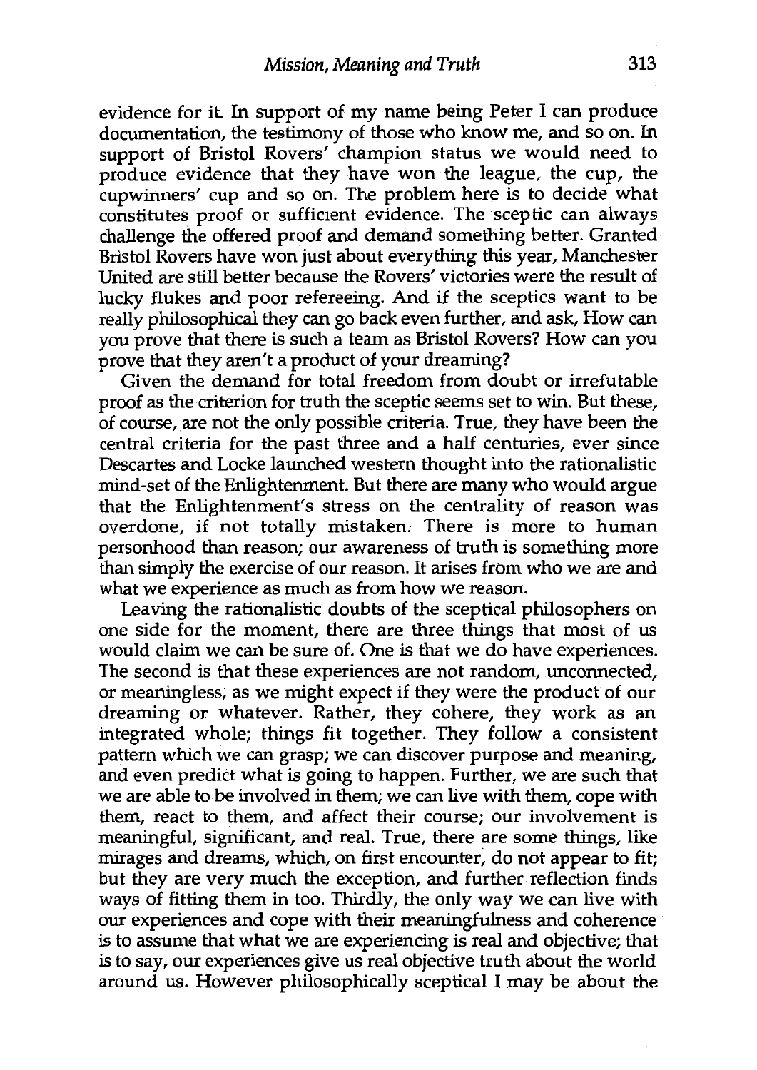evidence for it. In support of my name being Peter I can produce documentation, the testimony of those who know me, and so on. In support of Bristol Rovers' champion status we would need to produce evidence that they have won the league, the cup, the cupwinners' cup and so on. The problem here is to decide what constitutes proof or sufficient evidence. The sceptic can always challenge the offered proof and demand something better. Granted Bristol Rovers have won just about everything this year, Manchester United are still better because the Rovers' victories were the result of lucky flukes and poor refereeing. And if the sceptics want to be really philosophical they can go back even further, and ask, How can you prove that there is such a team as Bristol Rovers? How can you prove that they aren't a product of your dreaming?

Given the demand for total freedom from doubt or irrefutable proof as the criterion for truth the sceptic seems set to win. But these, of course, are not the only possible criteria. True, they have been the central criteria for the past three and a half centuries, ever since Descartes and Locke launched western thought into the rationalistic mind-set of the Enlightenment. But there are many who would argue that the Enlightenment's stress on the centrality of reason was overdone, if not totally mistaken. There is more to human personhood than reason; our awareness of truth is something more than simply the exercise of our reason. It arises from who we are and what we experience as much as from how we reason.

Leaving the rationalistic doubts of the sceptical philosophers on one side for the moment, there are three things that most of us would claim we can be sure of. One is that we do have experiences. The second is that these experiences are not random, unconnected, or meaningless, as we might expect if they were the product of our dreaming or whatever. Rather, they cohere, they work as an integrated whole; things fit together. They follow a consistent pattern which we can grasp; we can discover purpose and meaning, and even predict what is going to happen. Further, we are such that we are able to be involved in them; we can live with them, cope with them, react to them, and affect their course; our involvement is meaningful, significant, and real. True, there are some things, like mirages and dreams, which, on first encounter, do not appear to fit; but they are very much the exception, and further reflection finds ways of fitting them in too. Thirdly, the only way we can live with our experiences and cope with their meaningfulness and coherence is to assume that what we are experiencing is real and objective; that is to say, our experiences give us real objective truth about the world around us. However philosophically sceptical I may be about the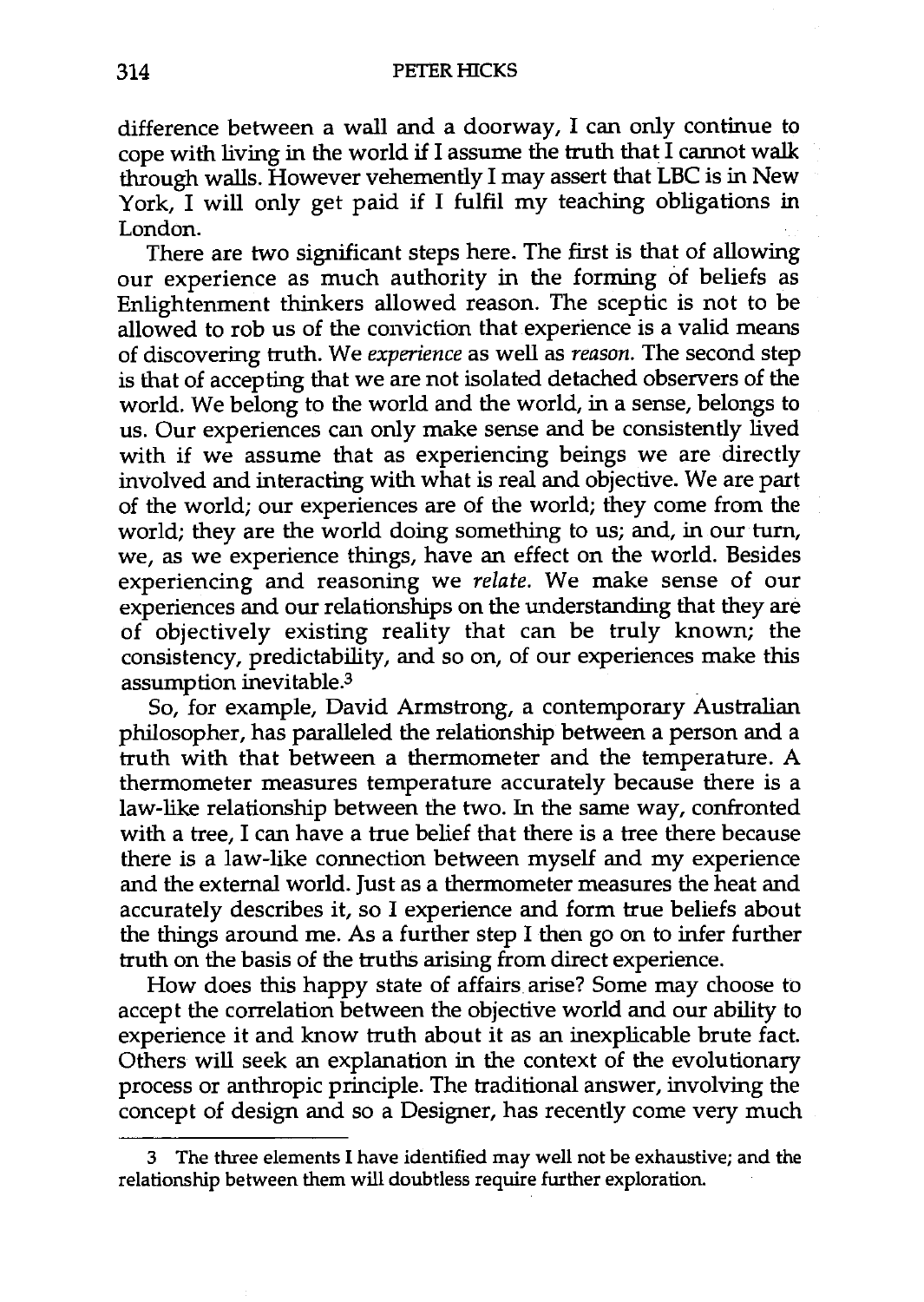difference between a wall and a doorway, I can only continue to cope with living in the world if I assume the truth that I cannot walk through walls. However vehemently I may assert that LBC is in New York, I will only get paid if I fulfil my teaching obligations in London.

There are two significant steps here. The first is that of allowing our experience as much authority in the forming of beliefs as Enlightenment thinkers allowed reason. The sceptic is not to be allowed to rob us of the conviction that experience is a valid means of discovering truth. We *experience* as well as *reason*. The second step is that of accepting that we are not isolated detached observers of the world. We belong to the world and the world, in a sense, belongs to us. Our experiences can only make sense and be consistently lived with if we assume that as experiencing beings we are directly involved and interacting with what is real and objective. We are part of the world; our experiences are of the world; they come from the world; they are the world doing something to us; and, in our turn, we, as we experience things, have an effect on the world. Besides experiencing and reasoning we *relate*. We make sense of our experiences and our relationships on the understanding that they are of objectively existing reality that can be truly known; the consistency, predictability, and so on, of our experiences make this assumption inevitable.[3]

So, for example, David Armstrong, a contemporary Australian philosopher, has paralleled the relationship between a person and a truth with that between a thermometer and the temperature. A thermometer measures temperature accurately because there is a law-like relationship between the two. In the same way, confronted with a tree, I can have a true belief that there is a tree there because there is a law-like connection between myself and my experience and the external world. Just as a thermometer measures the heat and accurately describes it, so I experience and form true beliefs about the things around me. As a further step I then go on to infer further truth on the basis of the truths arising from direct experience.

How does this happy state of affairs arise? Some may choose to accept the correlation between the objective world and our ability to experience it and know truth about it as an inexplicable brute fact. Others will seek an explanation in the context of the evolutionary process or anthropic principle. The traditional answer, involving the concept of design and so a Designer, has recently come very much

---

3 The three elements I have identified may well not be exhaustive; and the relationship between them will doubtless require further exploration.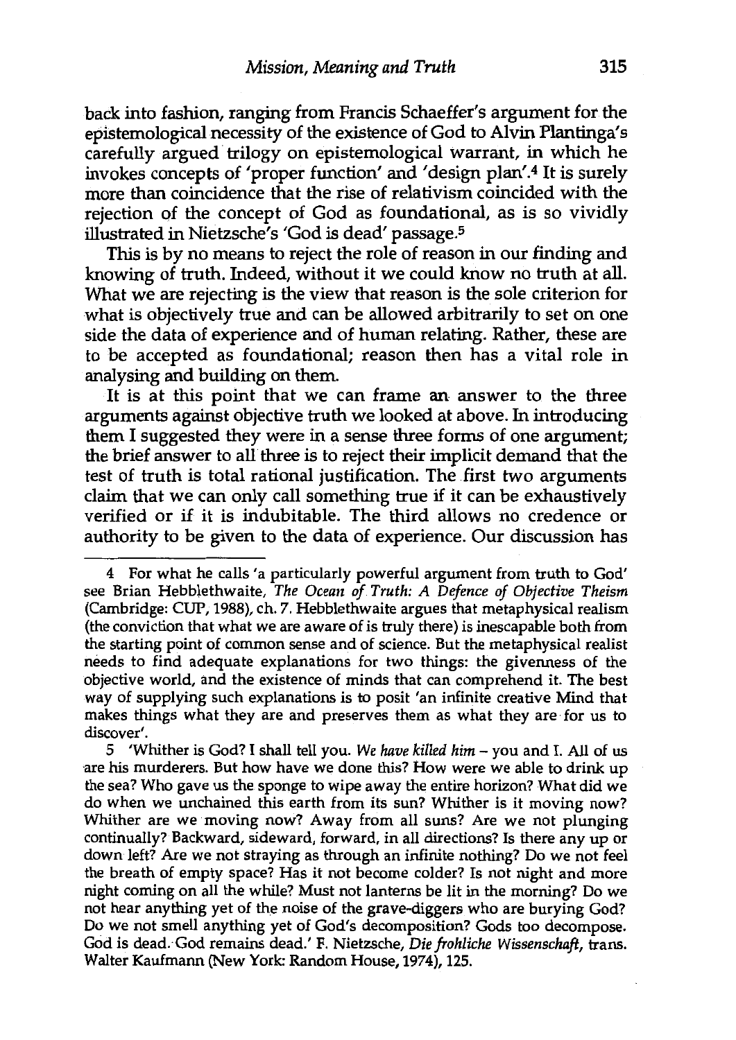back into fashion, ranging from Francis Schaeffer's argument for the epistemological necessity of the existence of God to Alvin Plantinga's carefully argued trilogy on epistemological warrant, in which he invokes concepts of 'proper function' and 'design plan'.[4] It is surely more than coincidence that the rise of relativism coincided with the rejection of the concept of God as foundational, as is so vividly illustrated in Nietzsche's 'God is dead' passage.[5]

This is by no means to reject the role of reason in our finding and knowing of truth. Indeed, without it we could know no truth at all. What we are rejecting is the view that reason is the sole criterion for what is objectively true and can be allowed arbitrarily to set on one side the data of experience and of human relating. Rather, these are to be accepted as foundational; reason then has a vital role in analysing and building on them.

It is at this point that we can frame an answer to the three arguments against objective truth we looked at above. In introducing them I suggested they were in a sense three forms of one argument; the brief answer to all three is to reject their implicit demand that the test of truth is total rational justification. The first two arguments claim that we can only call something true if it can be exhaustively verified or if it is indubitable. The third allows no credence or authority to be given to the data of experience. Our discussion has

---

4 For what he calls 'a particularly powerful argument from truth to God' see Brian Hebblethwaite, *The Ocean of Truth: A Defence of Objective Theism* (Cambridge: CUP, 1988), ch. 7. Hebblethwaite argues that metaphysical realism (the conviction that what we are aware of is truly there) is inescapable both from the starting point of common sense and of science. But the metaphysical realist needs to find adequate explanations for two things: the givenness of the objective world, and the existence of minds that can comprehend it. The best way of supplying such explanations is to posit 'an infinite creative Mind that makes things what they are and preserves them as what they are for us to discover'.

5 'Whither is God? I shall tell you. *We have killed him* – you and I. All of us are his murderers. But how have we done this? How were we able to drink up the sea? Who gave us the sponge to wipe away the entire horizon? What did we do when we unchained this earth from its sun? Whither is it moving now? Whither are we moving now? Away from all suns? Are we not plunging continually? Backward, sideward, forward, in all directions? Is there any up or down left? Are we not straying as through an infinite nothing? Do we not feel the breath of empty space? Has it not become colder? Is not night and more night coming on all the while? Must not lanterns be lit in the morning? Do we not hear anything yet of the noise of the grave-diggers who are burying God? Do we not smell anything yet of God's decomposition? Gods too decompose. God is dead. God remains dead.' F. Nietzsche, *Die frohliche Wissenschaft*, trans. Walter Kaufmann (New York: Random House, 1974), 125.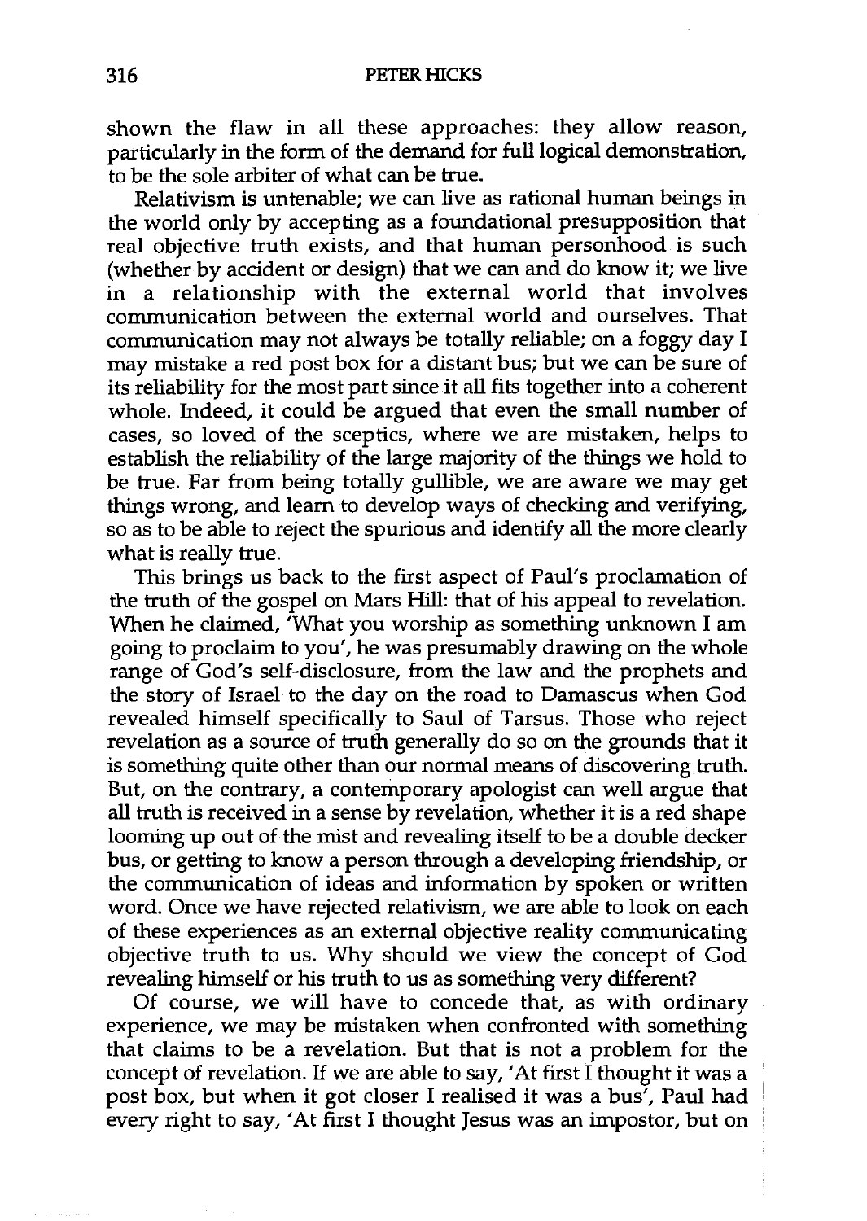shown the flaw in all these approaches: they allow reason, particularly in the form of the demand for full logical demonstration, to be the sole arbiter of what can be true.

Relativism is untenable; we can live as rational human beings in the world only by accepting as a foundational presupposition that real objective truth exists, and that human personhood is such (whether by accident or design) that we can and do know it; we live in a relationship with the external world that involves communication between the external world and ourselves. That communication may not always be totally reliable; on a foggy day I may mistake a red post box for a distant bus; but we can be sure of its reliability for the most part since it all fits together into a coherent whole. Indeed, it could be argued that even the small number of cases, so loved of the sceptics, where we are mistaken, helps to establish the reliability of the large majority of the things we hold to be true. Far from being totally gullible, we are aware we may get things wrong, and learn to develop ways of checking and verifying, so as to be able to reject the spurious and identify all the more clearly what is really true.

This brings us back to the first aspect of Paul's proclamation of the truth of the gospel on Mars Hill: that of his appeal to revelation. When he claimed, 'What you worship as something unknown I am going to proclaim to you', he was presumably drawing on the whole range of God's self-disclosure, from the law and the prophets and the story of Israel to the day on the road to Damascus when God revealed himself specifically to Saul of Tarsus. Those who reject revelation as a source of truth generally do so on the grounds that it is something quite other than our normal means of discovering truth. But, on the contrary, a contemporary apologist can well argue that all truth is received in a sense by revelation, whether it is a red shape looming up out of the mist and revealing itself to be a double decker bus, or getting to know a person through a developing friendship, or the communication of ideas and information by spoken or written word. Once we have rejected relativism, we are able to look on each of these experiences as an external objective reality communicating objective truth to us. Why should we view the concept of God revealing himself or his truth to us as something very different?

Of course, we will have to concede that, as with ordinary experience, we may be mistaken when confronted with something that claims to be a revelation. But that is not a problem for the concept of revelation. If we are able to say, 'At first I thought it was a post box, but when it got closer I realised it was a bus', Paul had every right to say, 'At first I thought Jesus was an impostor, but on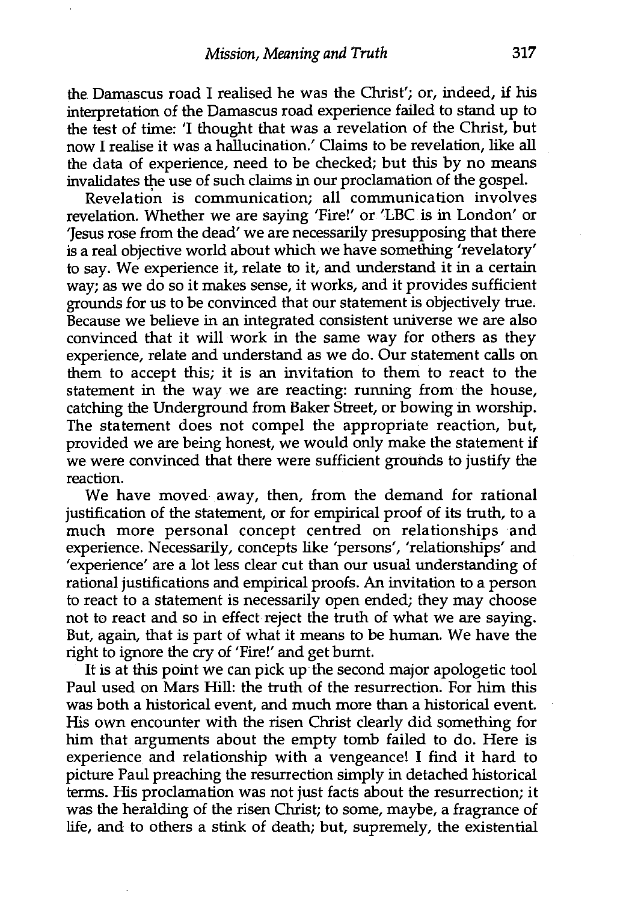the Damascus road I realised he was the Christ'; or, indeed, if his interpretation of the Damascus road experience failed to stand up to the test of time: 'I thought that was a revelation of the Christ, but now I realise it was a hallucination.' Claims to be revelation, like all the data of experience, need to be checked; but this by no means invalidates the use of such claims in our proclamation of the gospel.

Revelation is communication; all communication involves revelation. Whether we are saying 'Fire!' or 'LBC is in London' or 'Jesus rose from the dead' we are necessarily presupposing that there is a real objective world about which we have something 'revelatory' to say. We experience it, relate to it, and understand it in a certain way; as we do so it makes sense, it works, and it provides sufficient grounds for us to be convinced that our statement is objectively true. Because we believe in an integrated consistent universe we are also convinced that it will work in the same way for others as they experience, relate and understand as we do. Our statement calls on them to accept this; it is an invitation to them to react to the statement in the way we are reacting: running from the house, catching the Underground from Baker Street, or bowing in worship. The statement does not compel the appropriate reaction, but, provided we are being honest, we would only make the statement if we were convinced that there were sufficient grounds to justify the reaction.

We have moved away, then, from the demand for rational justification of the statement, or for empirical proof of its truth, to a much more personal concept centred on relationships and experience. Necessarily, concepts like 'persons', 'relationships' and 'experience' are a lot less clear cut than our usual understanding of rational justifications and empirical proofs. An invitation to a person to react to a statement is necessarily open ended; they may choose not to react and so in effect reject the truth of what we are saying. But, again, that is part of what it means to be human. We have the right to ignore the cry of 'Fire!' and get burnt.

It is at this point we can pick up the second major apologetic tool Paul used on Mars Hill: the truth of the resurrection. For him this was both a historical event, and much more than a historical event. His own encounter with the risen Christ clearly did something for him that arguments about the empty tomb failed to do. Here is experience and relationship with a vengeance! I find it hard to picture Paul preaching the resurrection simply in detached historical terms. His proclamation was not just facts about the resurrection; it was the heralding of the risen Christ; to some, maybe, a fragrance of life, and to others a stink of death; but, supremely, the existential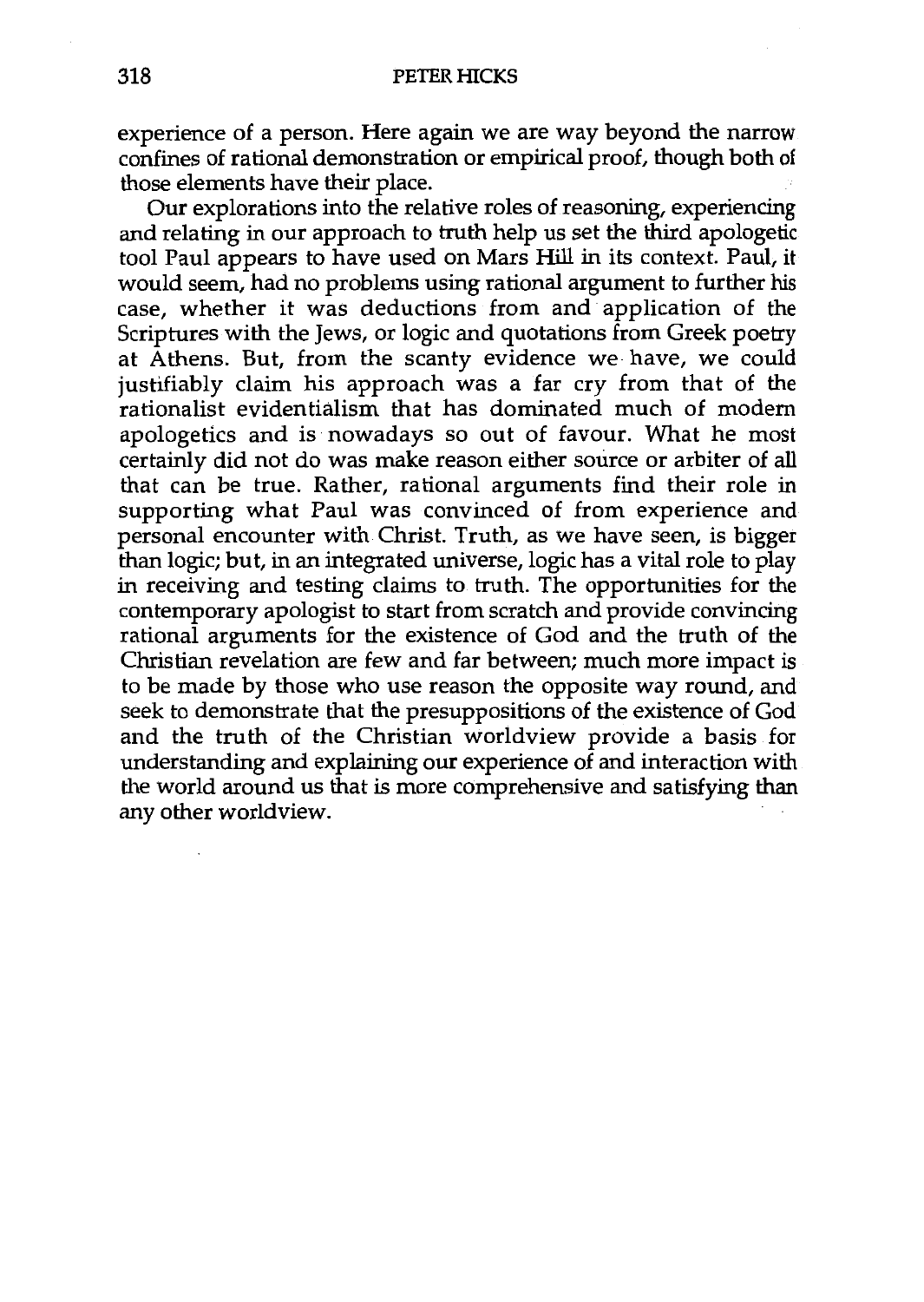experience of a person. Here again we are way beyond the narrow confines of rational demonstration or empirical proof, though both of those elements have their place.

Our explorations into the relative roles of reasoning, experiencing and relating in our approach to truth help us set the third apologetic tool Paul appears to have used on Mars Hill in its context. Paul, it would seem, had no problems using rational argument to further his case, whether it was deductions from and application of the Scriptures with the Jews, or logic and quotations from Greek poetry at Athens. But, from the scanty evidence we have, we could justifiably claim his approach was a far cry from that of the rationalist evidentialism that has dominated much of modern apologetics and is nowadays so out of favour. What he most certainly did not do was make reason either source or arbiter of all that can be true. Rather, rational arguments find their role in supporting what Paul was convinced of from experience and personal encounter with Christ. Truth, as we have seen, is bigger than logic; but, in an integrated universe, logic has a vital role to play in receiving and testing claims to truth. The opportunities for the contemporary apologist to start from scratch and provide convincing rational arguments for the existence of God and the truth of the Christian revelation are few and far between; much more impact is to be made by those who use reason the opposite way round, and seek to demonstrate that the presuppositions of the existence of God and the truth of the Christian worldview provide a basis for understanding and explaining our experience of and interaction with the world around us that is more comprehensive and satisfying than any other worldview.